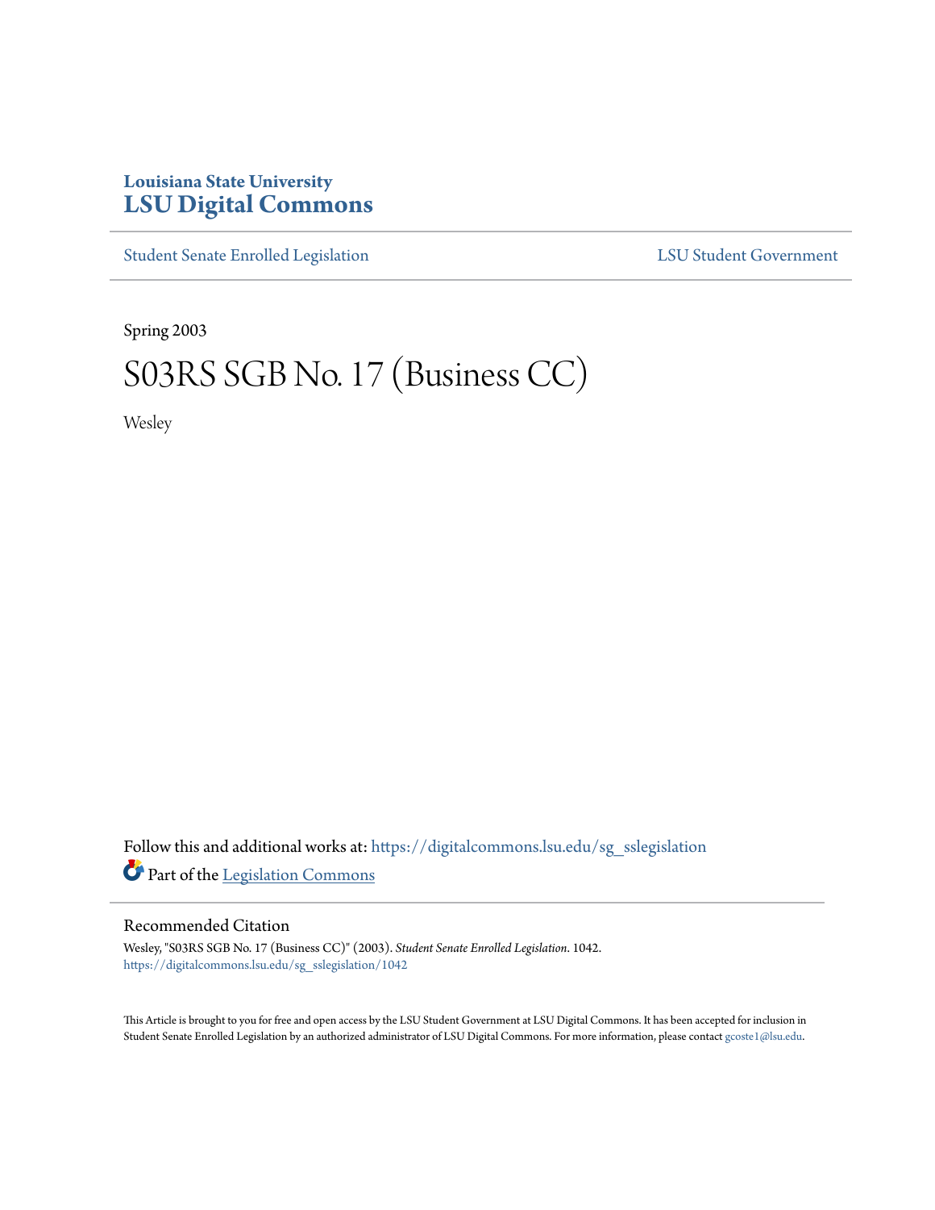Louisiana State University

# LSU Digital Commons

Student Senate Enrolled Legislation | LSU Student Government

Spring 2003

# S03RS SGB No. 17 (Business CC)

Wesley

Follow this and additional works at: https://digitalcommons.lsu.edu/sg_sslegislation

Part of the Legislation Commons

## Recommended Citation

Wesley, "S03RS SGB No. 17 (Business CC)" (2003). *Student Senate Enrolled Legislation*. 1042.
https://digitalcommons.lsu.edu/sg_sslegislation/1042

This Article is brought to you for free and open access by the LSU Student Government at LSU Digital Commons. It has been accepted for inclusion in Student Senate Enrolled Legislation by an authorized administrator of LSU Digital Commons. For more information, please contact gcoste1@lsu.edu.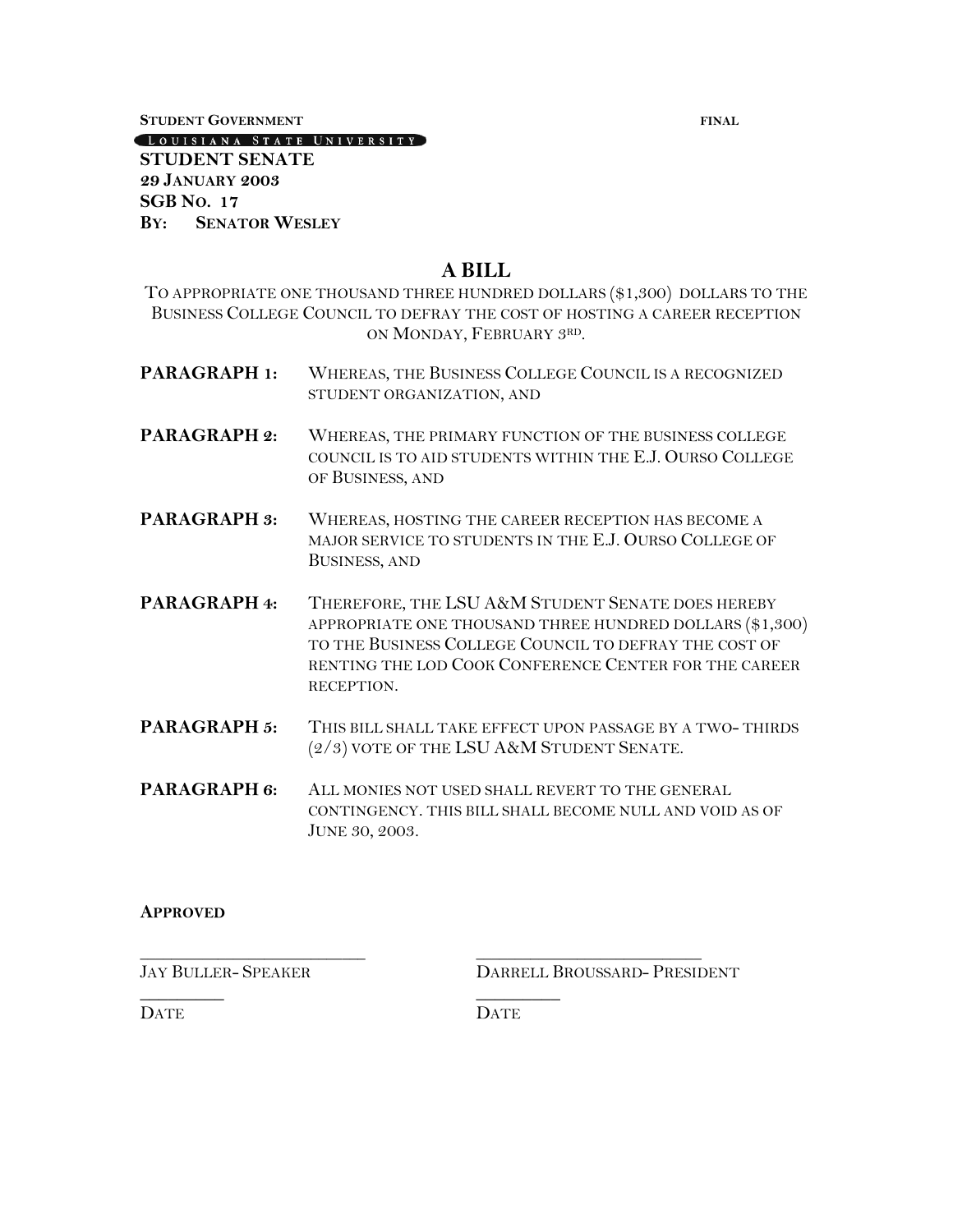**STUDENT GOVERNMENT** **FINAL**

LOUISIANA STATE UNIVERSITY

**STUDENT SENATE**
**29 JANUARY 2003**
**SGB NO. 17**
**BY: SENATOR WESLEY**

## A BILL

TO APPROPRIATE ONE THOUSAND THREE HUNDRED DOLLARS ($1,300) DOLLARS TO THE BUSINESS COLLEGE COUNCIL TO DEFRAY THE COST OF HOSTING A CAREER RECEPTION ON MONDAY, FEBRUARY 3RD.

**PARAGRAPH 1:** WHEREAS, THE BUSINESS COLLEGE COUNCIL IS A RECOGNIZED STUDENT ORGANIZATION, AND

**PARAGRAPH 2:** WHEREAS, THE PRIMARY FUNCTION OF THE BUSINESS COLLEGE COUNCIL IS TO AID STUDENTS WITHIN THE E.J. OURSO COLLEGE OF BUSINESS, AND

**PARAGRAPH 3:** WHEREAS, HOSTING THE CAREER RECEPTION HAS BECOME A MAJOR SERVICE TO STUDENTS IN THE E.J. OURSO COLLEGE OF BUSINESS, AND

**PARAGRAPH 4:** THEREFORE, THE LSU A&M STUDENT SENATE DOES HEREBY APPROPRIATE ONE THOUSAND THREE HUNDRED DOLLARS ($1,300) TO THE BUSINESS COLLEGE COUNCIL TO DEFRAY THE COST OF RENTING THE LOD COOK CONFERENCE CENTER FOR THE CAREER RECEPTION.

**PARAGRAPH 5:** THIS BILL SHALL TAKE EFFECT UPON PASSAGE BY A TWO- THIRDS (2/3) VOTE OF THE LSU A&M STUDENT SENATE.

**PARAGRAPH 6:** ALL MONIES NOT USED SHALL REVERT TO THE GENERAL CONTINGENCY. THIS BILL SHALL BECOME NULL AND VOID AS OF JUNE 30, 2003.

**APPROVED**

______________________
JAY BULLER- SPEAKER

________
DATE

______________________
DARRELL BROUSSARD- PRESIDENT

________
DATE